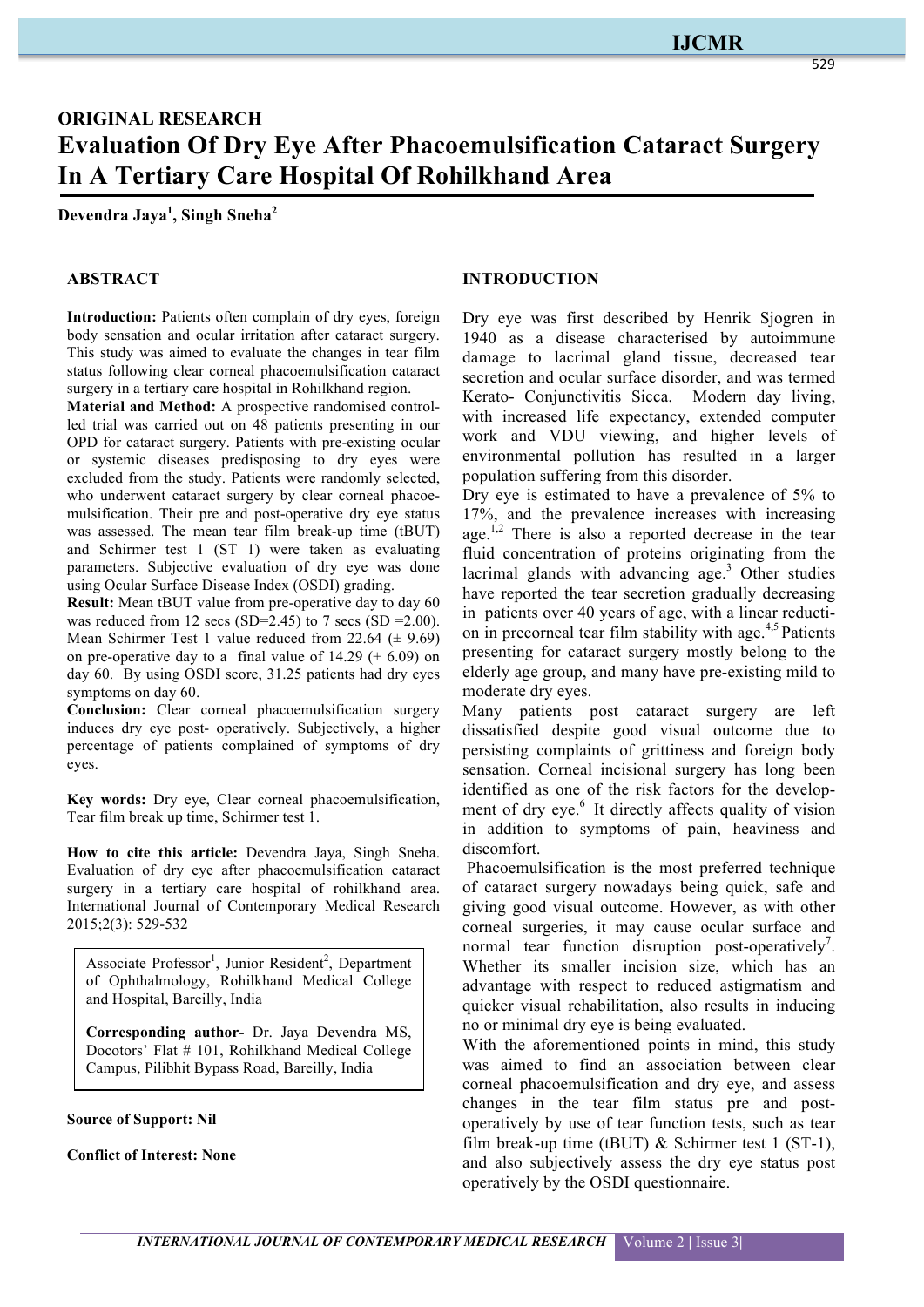**ORIGINAL RESEARCH**

# Evaluation Of Dry Eye After Phacoemulsification Cataract Surgery In A Tertiary Care Hospital Of Rohilkhand Area

**Devendra Jaya[1], Singh Sneha[2]**

## ABSTRACT

**Introduction:** Patients often complain of dry eyes, foreign body sensation and ocular irritation after cataract surgery. This study was aimed to evaluate the changes in tear film status following clear corneal phacoemulsification cataract surgery in a tertiary care hospital in Rohilkhand region.

**Material and Method:** A prospective randomised controlled trial was carried out on 48 patients presenting in our OPD for cataract surgery. Patients with pre-existing ocular or systemic diseases predisposing to dry eyes were excluded from the study. Patients were randomly selected, who underwent cataract surgery by clear corneal phacoemulsification. Their pre and post-operative dry eye status was assessed. The mean tear film break-up time (tBUT) and Schirmer test 1 (ST 1) were taken as evaluating parameters. Subjective evaluation of dry eye was done using Ocular Surface Disease Index (OSDI) grading.

**Result:** Mean tBUT value from pre-operative day to day 60 was reduced from 12 secs (SD=2.45) to 7 secs (SD =2.00). Mean Schirmer Test 1 value reduced from 22.64 (± 9.69) on pre-operative day to a final value of 14.29 (± 6.09) on day 60. By using OSDI score, 31.25 patients had dry eyes symptoms on day 60.

**Conclusion:** Clear corneal phacoemulsification surgery induces dry eye post- operatively. Subjectively, a higher percentage of patients complained of symptoms of dry eyes.

**Key words:** Dry eye, Clear corneal phacoemulsification, Tear film break up time, Schirmer test 1.

**How to cite this article:** Devendra Jaya, Singh Sneha. Evaluation of dry eye after phacoemulsification cataract surgery in a tertiary care hospital of rohilkhand area. International Journal of Contemporary Medical Research 2015;2(3): 529-532

Associate Professor[1], Junior Resident[2], Department of Ophthalmology, Rohilkhand Medical College and Hospital, Bareilly, India

**Corresponding author-** Dr. Jaya Devendra MS, Docotors' Flat # 101, Rohilkhand Medical College Campus, Pilibhit Bypass Road, Bareilly, India

**Source of Support: Nil**

**Conflict of Interest: None**

## INTRODUCTION

Dry eye was first described by Henrik Sjogren in 1940 as a disease characterised by autoimmune damage to lacrimal gland tissue, decreased tear secretion and ocular surface disorder, and was termed Kerato- Conjunctivitis Sicca. Modern day living, with increased life expectancy, extended computer work and VDU viewing, and higher levels of environmental pollution has resulted in a larger population suffering from this disorder.

Dry eye is estimated to have a prevalence of 5% to 17%, and the prevalence increases with increasing age.[1,2] There is also a reported decrease in the tear fluid concentration of proteins originating from the lacrimal glands with advancing age.[3] Other studies have reported the tear secretion gradually decreasing in patients over 40 years of age, with a linear reduction in precorneal tear film stability with age.[4,5] Patients presenting for cataract surgery mostly belong to the elderly age group, and many have pre-existing mild to moderate dry eyes.

Many patients post cataract surgery are left dissatisfied despite good visual outcome due to persisting complaints of grittiness and foreign body sensation. Corneal incisional surgery has long been identified as one of the risk factors for the development of dry eye.[6] It directly affects quality of vision in addition to symptoms of pain, heaviness and discomfort.

Phacoemulsification is the most preferred technique of cataract surgery nowadays being quick, safe and giving good visual outcome. However, as with other corneal surgeries, it may cause ocular surface and normal tear function disruption post-operatively[7]. Whether its smaller incision size, which has an advantage with respect to reduced astigmatism and quicker visual rehabilitation, also results in inducing no or minimal dry eye is being evaluated.

With the aforementioned points in mind, this study was aimed to find an association between clear corneal phacoemulsification and dry eye, and assess changes in the tear film status pre and post-operatively by use of tear function tests, such as tear film break-up time (tBUT) & Schirmer test 1 (ST-1), and also subjectively assess the dry eye status post operatively by the OSDI questionnaire.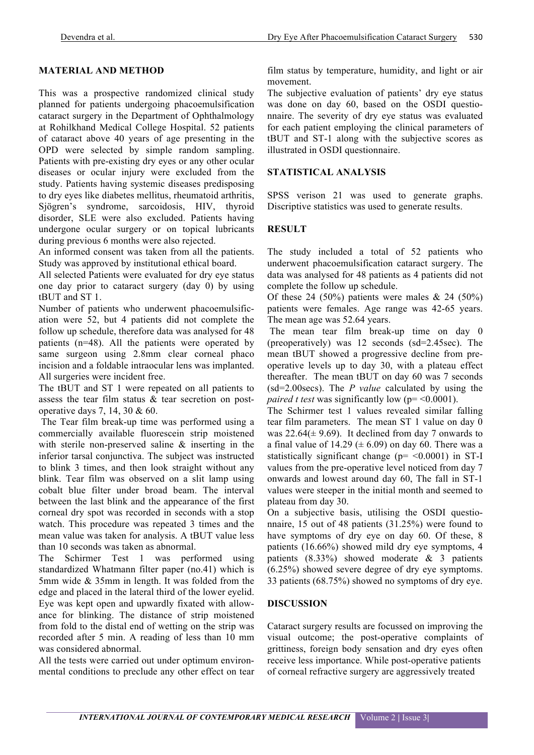## MATERIAL AND METHOD

This was a prospective randomized clinical study planned for patients undergoing phacoemulsification cataract surgery in the Department of Ophthalmology at Rohilkhand Medical College Hospital. 52 patients of cataract above 40 years of age presenting in the OPD were selected by simple random sampling. Patients with pre-existing dry eyes or any other ocular diseases or ocular injury were excluded from the study. Patients having systemic diseases predisposing to dry eyes like diabetes mellitus, rheumatoid arthritis, Sjögren's syndrome, sarcoidosis, HIV, thyroid disorder, SLE were also excluded. Patients having undergone ocular surgery or on topical lubricants during previous 6 months were also rejected.

An informed consent was taken from all the patients. Study was approved by institutional ethical board.

All selected Patients were evaluated for dry eye status one day prior to cataract surgery (day 0) by using tBUT and ST 1.

Number of patients who underwent phacoemulsification were 52, but 4 patients did not complete the follow up schedule, therefore data was analysed for 48 patients (n=48). All the patients were operated by same surgeon using 2.8mm clear corneal phaco incision and a foldable intraocular lens was implanted. All surgeries were incident free.

The tBUT and ST 1 were repeated on all patients to assess the tear film status & tear secretion on post-operative days 7, 14, 30 & 60.

The Tear film break-up time was performed using a commercially available fluorescein strip moistened with sterile non-preserved saline & inserting in the inferior tarsal conjunctiva. The subject was instructed to blink 3 times, and then look straight without any blink. Tear film was observed on a slit lamp using cobalt blue filter under broad beam. The interval between the last blink and the appearance of the first corneal dry spot was recorded in seconds with a stop watch. This procedure was repeated 3 times and the mean value was taken for analysis. A tBUT value less than 10 seconds was taken as abnormal.

The Schirmer Test 1 was performed using standardized Whatmann filter paper (no.41) which is 5mm wide & 35mm in length. It was folded from the edge and placed in the lateral third of the lower eyelid. Eye was kept open and upwardly fixated with allowance for blinking. The distance of strip moistened from fold to the distal end of wetting on the strip was recorded after 5 min. A reading of less than 10 mm was considered abnormal.

All the tests were carried out under optimum environmental conditions to preclude any other effect on tear film status by temperature, humidity, and light or air movement.

The subjective evaluation of patients' dry eye status was done on day 60, based on the OSDI questionnaire. The severity of dry eye status was evaluated for each patient employing the clinical parameters of tBUT and ST-1 along with the subjective scores as illustrated in OSDI questionnaire.

## STATISTICAL ANALYSIS

SPSS verison 21 was used to generate graphs. Discriptive statistics was used to generate results.

## RESULT

The study included a total of 52 patients who underwent phacoemulsification cataract surgery. The data was analysed for 48 patients as 4 patients did not complete the follow up schedule.

Of these 24 (50%) patients were males & 24 (50%) patients were females. Age range was 42-65 years. The mean age was 52.64 years.

The mean tear film break-up time on day 0 (preoperatively) was 12 seconds (sd=2.45sec). The mean tBUT showed a progressive decline from pre-operative levels up to day 30, with a plateau effect thereafter. The mean tBUT on day 60 was 7 seconds (sd=2.00secs). The *P value* calculated by using the *paired t test* was significantly low ($p= <0.0001$).

The Schirmer test 1 values revealed similar falling tear film parameters. The mean ST 1 value on day 0 was 22.64($\pm$ 9.69). It declined from day 7 onwards to a final value of 14.29 ($\pm$ 6.09) on day 60. There was a statistically significant change ($p= <0.0001$) in ST-I values from the pre-operative level noticed from day 7 onwards and lowest around day 60, The fall in ST-1 values were steeper in the initial month and seemed to plateau from day 30.

On a subjective basis, utilising the OSDI questionnaire, 15 out of 48 patients (31.25%) were found to have symptoms of dry eye on day 60. Of these, 8 patients (16.66%) showed mild dry eye symptoms, 4 patients (8.33%) showed moderate & 3 patients (6.25%) showed severe degree of dry eye symptoms. 33 patients (68.75%) showed no symptoms of dry eye.

## DISCUSSION

Cataract surgery results are focussed on improving the visual outcome; the post-operative complaints of grittiness, foreign body sensation and dry eyes often receive less importance. While post-operative patients of corneal refractive surgery are aggressively treated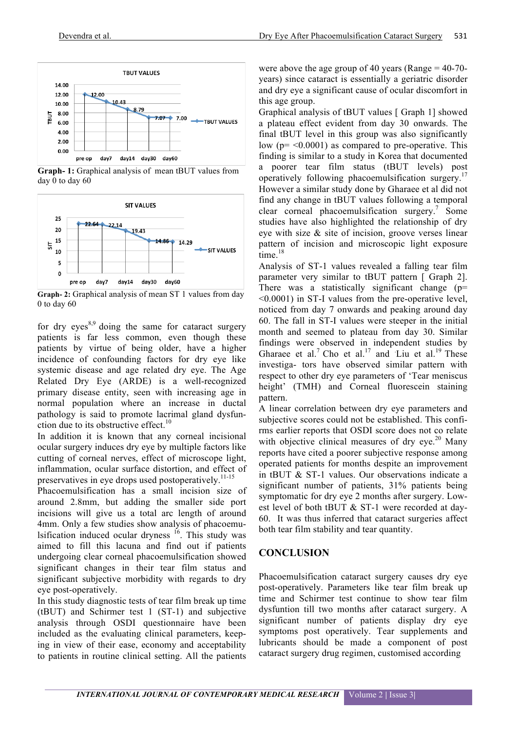Graph- 1: Graphical analysis of mean tBUT values from day 0 to day 60

Graph- 2: Graphical analysis of mean ST 1 values from day 0 to day 60

for dry eyes[8,9] doing the same for cataract surgery patients is far less common, even though these patients by virtue of being older, have a higher incidence of confounding factors for dry eye like systemic disease and age related dry eye. The Age Related Dry Eye (ARDE) is a well-recognized primary disease entity, seen with increasing age in normal population where an increase in ductal pathology is said to promote lacrimal gland dysfunction due to its obstructive effect.[10]

In addition it is known that any corneal incisional ocular surgery induces dry eye by multiple factors like cutting of corneal nerves, effect of microscope light, inflammation, ocular surface distortion, and effect of preservatives in eye drops used postoperatively.[11-15]

Phacoemulsification has a small incision size of around 2.8mm, but adding the smaller side port incisions will give us a total arc length of around 4mm. Only a few studies show analysis of phacoemulsification induced ocular dryness [16]. This study was aimed to fill this lacuna and find out if patients undergoing clear corneal phacoemulsification showed significant changes in their tear film status and significant subjective morbidity with regards to dry eye post-operatively.

In this study diagnostic tests of tear film break up time (tBUT) and Schirmer test 1 (ST-1) and subjective analysis through OSDI questionnaire have been included as the evaluating clinical parameters, keeping in view of their ease, economy and acceptability to patients in routine clinical setting. All the patients were above the age group of 40 years (Range = 40-70-years) since cataract is essentially a geriatric disorder and dry eye a significant cause of ocular discomfort in this age group.

Graphical analysis of tBUT values [ Graph 1] showed a plateau effect evident from day 30 onwards. The final tBUT level in this group was also significantly low ($p = <0.0001$) as compared to pre-operative. This finding is similar to a study in Korea that documented a poorer tear film status (tBUT levels) post operatively following phacoemulsification surgery.[17] However a similar study done by Gharaee et al did not find any change in tBUT values following a temporal clear corneal phacoemulsification surgery.[7] Some studies have also highlighted the relationship of dry eye with size & site of incision, groove verses linear pattern of incision and microscopic light exposure time.[18]

Analysis of ST-1 values revealed a falling tear film parameter very similar to tBUT pattern [ Graph 2]. There was a statistically significant change ($p = <0.0001$) in ST-I values from the pre-operative level, noticed from day 7 onwards and peaking around day 60. The fall in ST-I values were steeper in the initial month and seemed to plateau from day 30. Similar findings were observed in independent studies by Gharaee et al.[7] Cho et al.[17] and Liu et al.[19] These investiga- tors have observed similar pattern with respect to other dry eye parameters of 'Tear meniscus height' (TMH) and Corneal fluorescein staining pattern.

A linear correlation between dry eye parameters and subjective scores could not be established. This confirms earlier reports that OSDI score does not co relate with objective clinical measures of dry eye.[20] Many reports have cited a poorer subjective response among operated patients for months despite an improvement in tBUT & ST-1 values. Our observations indicate a significant number of patients, 31% patients being symptomatic for dry eye 2 months after surgery. Lowest level of both tBUT & ST-1 were recorded at day-60. It was thus inferred that cataract surgeries affect both tear film stability and tear quantity.

## CONCLUSION

Phacoemulsification cataract surgery causes dry eye post-operatively. Parameters like tear film break up time and Schirmer test continue to show tear film dysfunction till two months after cataract surgery. A significant number of patients display dry eye symptoms post operatively. Tear supplements and lubricants should be made a component of post cataract surgery drug regimen, customised according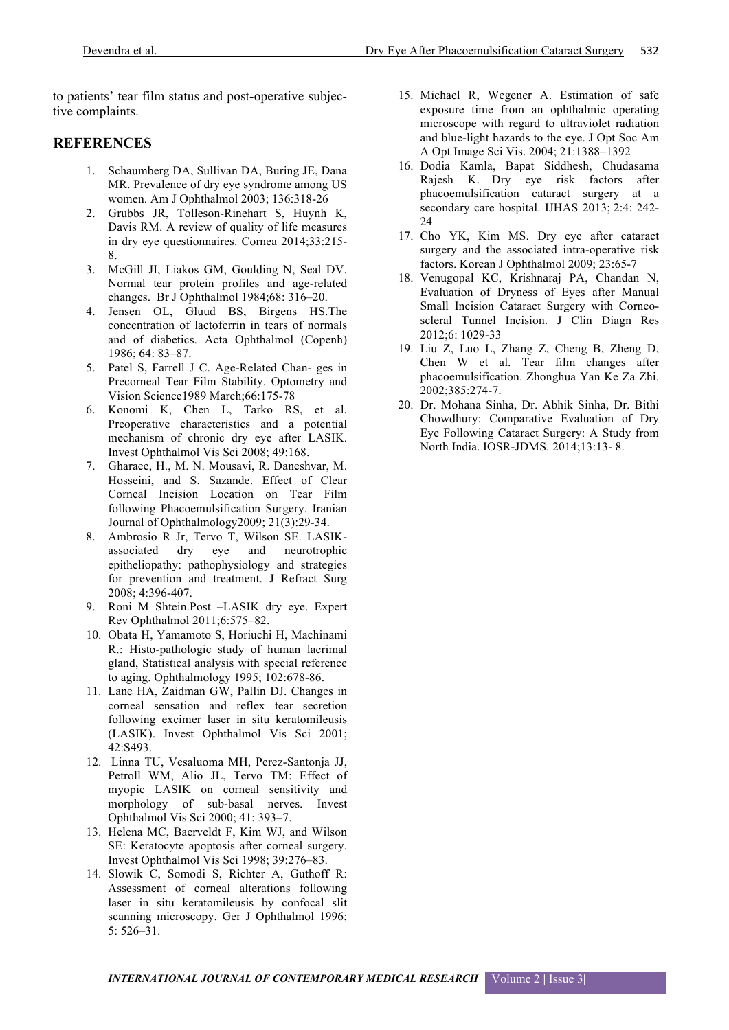to patients' tear film status and post-operative subjective complaints.

## REFERENCES

1. Schaumberg DA, Sullivan DA, Buring JE, Dana MR. Prevalence of dry eye syndrome among US women. Am J Ophthalmol 2003; 136:318-26
2. Grubbs JR, Tolleson-Rinehart S, Huynh K, Davis RM. A review of quality of life measures in dry eye questionnaires. Cornea 2014;33:215-8.
3. McGill JI, Liakos GM, Goulding N, Seal DV. Normal tear protein profiles and age-related changes. Br J Ophthalmol 1984;68: 316–20.
4. Jensen OL, Gluud BS, Birgens HS.The concentration of lactoferrin in tears of normals and of diabetics. Acta Ophthalmol (Copenh) 1986; 64: 83–87.
5. Patel S, Farrell J C. Age-Related Chan- ges in Precorneal Tear Film Stability. Optometry and Vision Science1989 March;66:175-78
6. Konomi K, Chen L, Tarko RS, et al. Preoperative characteristics and a potential mechanism of chronic dry eye after LASIK. Invest Ophthalmol Vis Sci 2008; 49:168.
7. Gharaee, H., M. N. Mousavi, R. Daneshvar, M. Hosseini, and S. Sazande. Effect of Clear Corneal Incision Location on Tear Film following Phacoemulsification Surgery. Iranian Journal of Ophthalmology2009; 21(3):29-34.
8. Ambrosio R Jr, Tervo T, Wilson SE. LASIK-associated dry eye and neurotrophic epitheliopathy: pathophysiology and strategies for prevention and treatment. J Refract Surg 2008; 4:396-407.
9. Roni M Shtein.Post –LASIK dry eye. Expert Rev Ophthalmol 2011;6:575–82.
10. Obata H, Yamamoto S, Horiuchi H, Machinami R.: Histo-pathologic study of human lacrimal gland, Statistical analysis with special reference to aging. Ophthalmology 1995; 102:678-86.
11. Lane HA, Zaidman GW, Pallin DJ. Changes in corneal sensation and reflex tear secretion following excimer laser in situ keratomileusis (LASIK). Invest Ophthalmol Vis Sci 2001; 42:S493.
12. Linna TU, Vesaluoma MH, Perez-Santonja JJ, Petroll WM, Alio JL, Tervo TM: Effect of myopic LASIK on corneal sensitivity and morphology of sub-basal nerves. Invest Ophthalmol Vis Sci 2000; 41: 393–7.
13. Helena MC, Baerveldt F, Kim WJ, and Wilson SE: Keratocyte apoptosis after corneal surgery. Invest Ophthalmol Vis Sci 1998; 39:276–83.
14. Slowik C, Somodi S, Richter A, Guthoff R: Assessment of corneal alterations following laser in situ keratomileusis by confocal slit scanning microscopy. Ger J Ophthalmol 1996; 5: 526–31.
15. Michael R, Wegener A. Estimation of safe exposure time from an ophthalmic operating microscope with regard to ultraviolet radiation and blue-light hazards to the eye. J Opt Soc Am A Opt Image Sci Vis. 2004; 21:1388–1392
16. Dodia Kamla, Bapat Siddhesh, Chudasama Rajesh K. Dry eye risk factors after phacoemulsification cataract surgery at a secondary care hospital. IJHAS 2013; 2:4: 242-24
17. Cho YK, Kim MS. Dry eye after cataract surgery and the associated intra-operative risk factors. Korean J Ophthalmol 2009; 23:65-7
18. Venugopal KC, Krishnaraj PA, Chandan N, Evaluation of Dryness of Eyes after Manual Small Incision Cataract Surgery with Corneo-scleral Tunnel Incision. J Clin Diagn Res 2012;6: 1029-33
19. Liu Z, Luo L, Zhang Z, Cheng B, Zheng D, Chen W et al. Tear film changes after phacoemulsification. Zhonghua Yan Ke Za Zhi. 2002;385:274-7.
20. Dr. Mohana Sinha, Dr. Abhik Sinha, Dr. Bithi Chowdhury: Comparative Evaluation of Dry Eye Following Cataract Surgery: A Study from North India. IOSR-JDMS. 2014;13:13- 8.